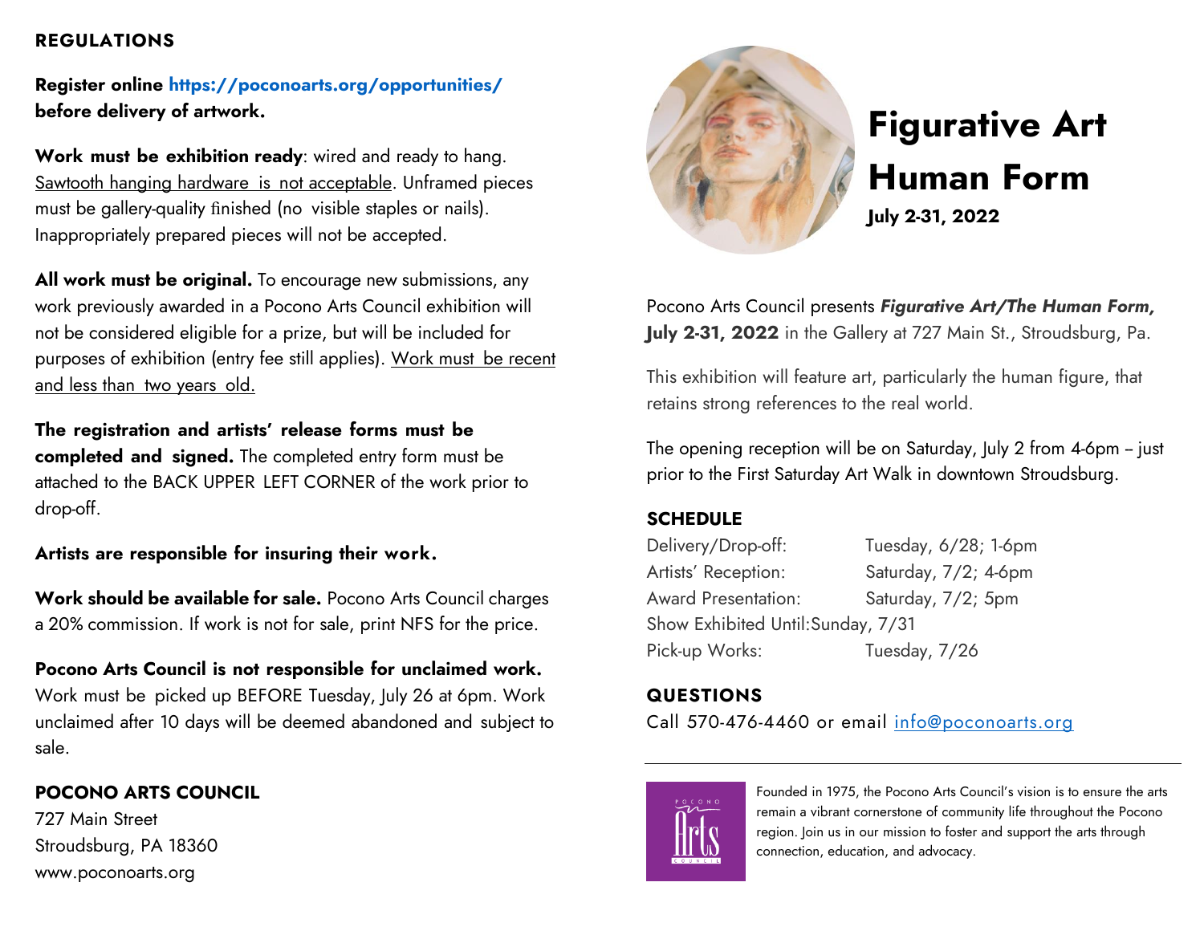## REGULATIONS

**Register online https://poconoarts.org/opportunities/ before delivery of artwork.**

**Work must be exhibition ready**: wired and ready to hang. Sawtooth hanging hardware is not acceptable. Unframed pieces must be gallery-quality finished (no visible staples or nails). Inappropriately prepared pieces will not be accepted.

**All work must be original.** To encourage new submissions, any work previously awarded in a Pocono Arts Council exhibition will not be considered eligible for a prize, but will be included for purposes of exhibition (entry fee still applies). Work must be recent and less than two years old.

**The registration and artists' release forms must be completed and signed.** The completed entry form must be attached to the BACK UPPER LEFT CORNER of the work prior to drop-off.

**Artists are responsible for insuring their work.**

**Work should be available for sale.** Pocono Arts Council charges a 20% commission. If work is not for sale, print NFS for the price.

**Pocono Arts Council is not responsible for unclaimed work.** Work must be picked up BEFORE Tuesday, July 26 at 6pm. Work unclaimed after 10 days will be deemed abandoned and subject to sale.

**POCONO ARTS COUNCIL**
727 Main Street
Stroudsburg, PA 18360
www.poconoarts.org

# Figurative Art Human Form

**July 2-31, 2022**

Pocono Arts Council presents ***Figurative Art/The Human Form,* July 2-31, 2022** in the Gallery at 727 Main St., Stroudsburg, Pa.

This exhibition will feature art, particularly the human figure, that retains strong references to the real world.

The opening reception will be on Saturday, July 2 from 4-6pm – just prior to the First Saturday Art Walk in downtown Stroudsburg.

## SCHEDULE

| | |
|---|---|
| Delivery/Drop-off: | Tuesday, 6/28; 1-6pm |
| Artists' Reception: | Saturday, 7/2; 4-6pm |
| Award Presentation: | Saturday, 7/2; 5pm |
| Show Exhibited Until: | Sunday, 7/31 |
| Pick-up Works: | Tuesday, 7/26 |

## QUESTIONS

Call 570-476-4460 or email info@poconoarts.org

Founded in 1975, the Pocono Arts Council's vision is to ensure the arts remain a vibrant cornerstone of community life throughout the Pocono region. Join us in our mission to foster and support the arts through connection, education, and advocacy.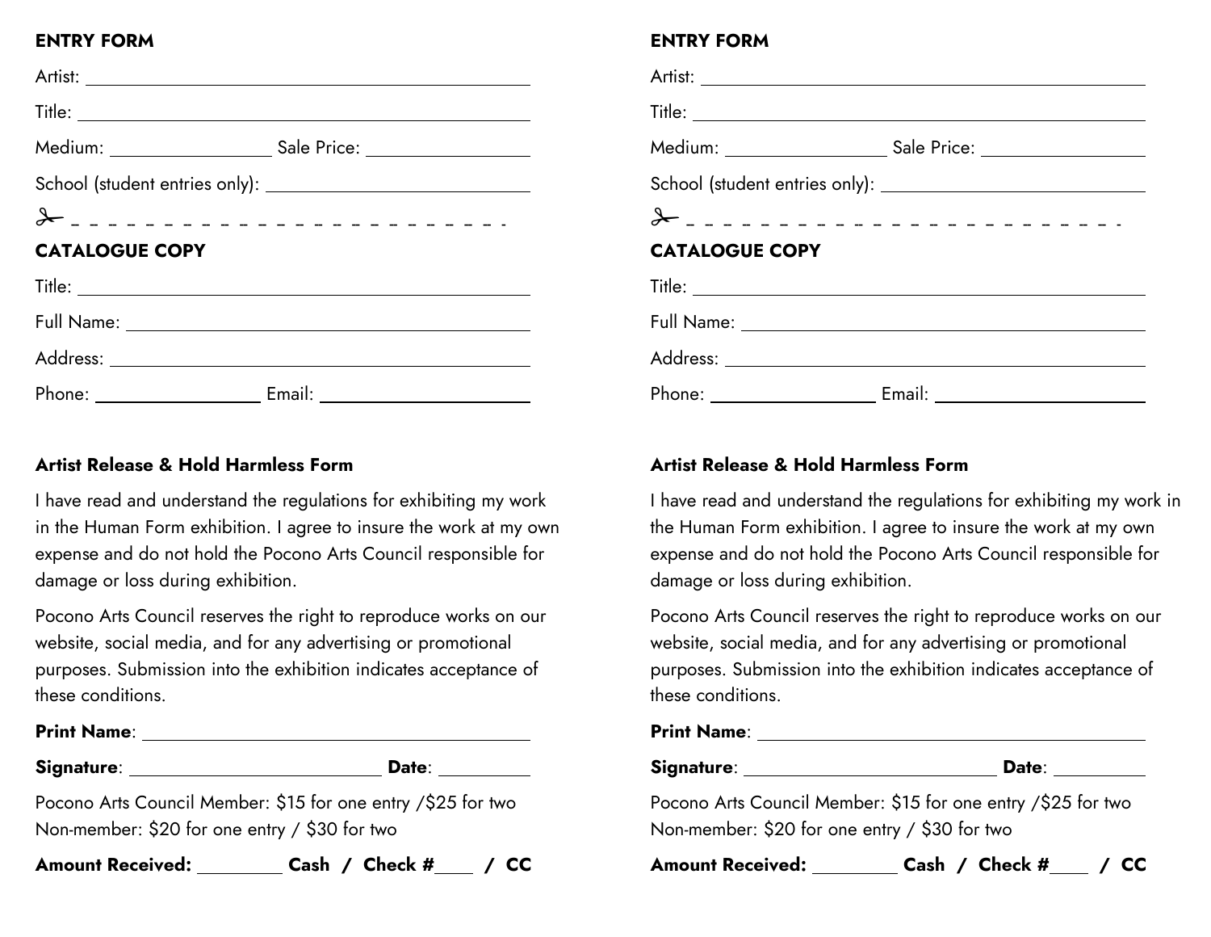## ENTRY FORM

Artist: ______________________________________________

Title: _______________________________________________

Medium: ________________ Sale Price: ________________

School (student entries only): __________________________

✂ - - - - - - - - - - - - - - - - - - - - - - - - -

## CATALOGUE COPY

Title: _______________________________________________

Full Name: ___________________________________________

Address: _____________________________________________

Phone: ________________ Email: ____________________

### Artist Release & Hold Harmless Form

I have read and understand the regulations for exhibiting my work in the Human Form exhibition. I agree to insure the work at my own expense and do not hold the Pocono Arts Council responsible for damage or loss during exhibition.

Pocono Arts Council reserves the right to reproduce works on our website, social media, and for any advertising or promotional purposes. Submission into the exhibition indicates acceptance of these conditions.

**Print Name**: ______________________________________

**Signature**: __________________________ **Date**: _________

Pocono Arts Council Member: $15 for one entry /$25 for two
Non-member: $20 for one entry / $30 for two

**Amount Received: ________ Cash / Check #____ / CC**

## ENTRY FORM

Artist: ______________________________________________

Title: _______________________________________________

Medium: ________________ Sale Price: ________________

School (student entries only): __________________________

✂ - - - - - - - - - - - - - - - - - - - - - - - - -

## CATALOGUE COPY

Title: _______________________________________________

Full Name: ___________________________________________

Address: _____________________________________________

Phone: ________________ Email: ____________________

### Artist Release & Hold Harmless Form

I have read and understand the regulations for exhibiting my work in the Human Form exhibition. I agree to insure the work at my own expense and do not hold the Pocono Arts Council responsible for damage or loss during exhibition.

Pocono Arts Council reserves the right to reproduce works on our website, social media, and for any advertising or promotional purposes. Submission into the exhibition indicates acceptance of these conditions.

**Print Name**: ______________________________________

**Signature**: __________________________ **Date**: _________

Pocono Arts Council Member: $15 for one entry /$25 for two
Non-member: $20 for one entry / $30 for two

**Amount Received: ________ Cash / Check #____ / CC**